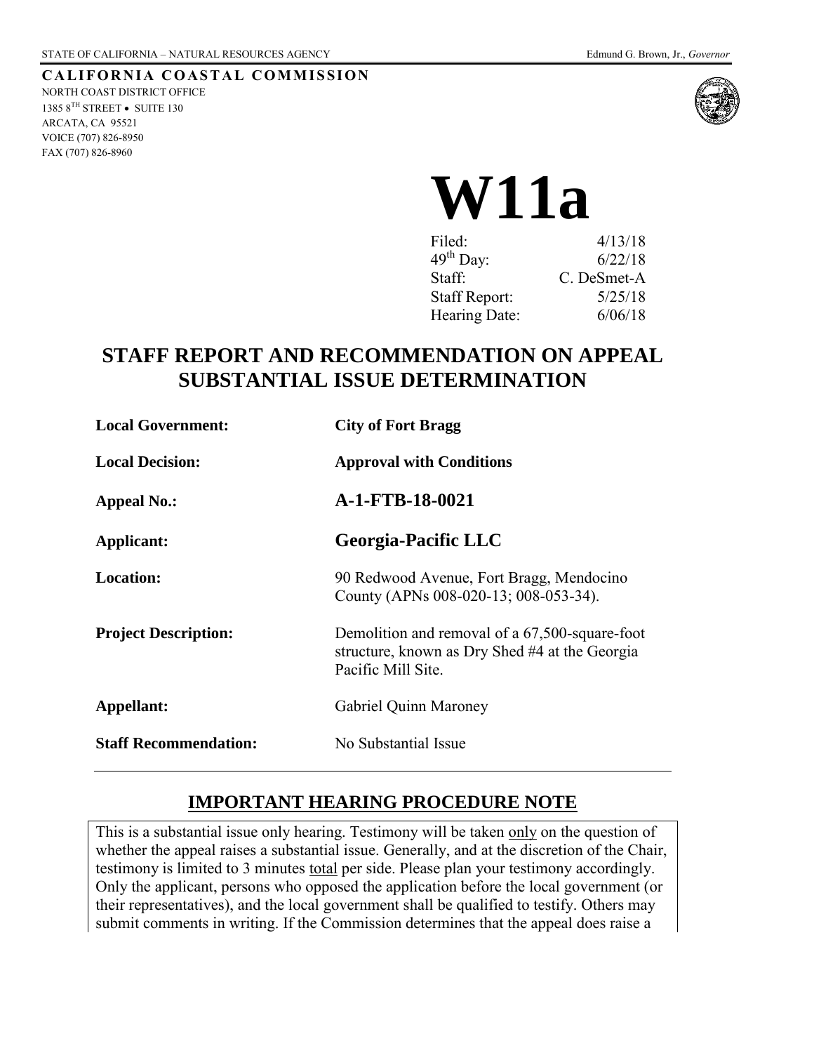STATE OF CALIFORNIA – NATURAL RESOURCES AGENCY

Edmund G. Brown, Jr., *Governor*

**CALIFORNIA COASTAL COMMISSION**

NORTH COAST DISTRICT OFFICE
1385 8TH STREET • SUITE 130
ARCATA, CA 95521
VOICE (707) 826-8950
FAX (707) 826-8960

# W11a

| | |
|---|---|
| Filed: | 4/13/18 |
| 49th Day: | 6/22/18 |
| Staff: | C. DeSmet-A |
| Staff Report: | 5/25/18 |
| Hearing Date: | 6/06/18 |

## STAFF REPORT AND RECOMMENDATION ON APPEAL SUBSTANTIAL ISSUE DETERMINATION

| | |
|---|---|
| **Local Government:** | **City of Fort Bragg** |
| **Local Decision:** | **Approval with Conditions** |
| **Appeal No.:** | **A-1-FTB-18-0021** |
| **Applicant:** | **Georgia-Pacific LLC** |
| **Location:** | 90 Redwood Avenue, Fort Bragg, Mendocino County (APNs 008-020-13; 008-053-34). |
| **Project Description:** | Demolition and removal of a 67,500-square-foot structure, known as Dry Shed #4 at the Georgia Pacific Mill Site. |
| **Appellant:** | Gabriel Quinn Maroney |
| **Staff Recommendation:** | No Substantial Issue |

## IMPORTANT HEARING PROCEDURE NOTE

This is a substantial issue only hearing. Testimony will be taken only on the question of whether the appeal raises a substantial issue. Generally, and at the discretion of the Chair, testimony is limited to 3 minutes total per side. Please plan your testimony accordingly. Only the applicant, persons who opposed the application before the local government (or their representatives), and the local government shall be qualified to testify. Others may submit comments in writing. If the Commission determines that the appeal does raise a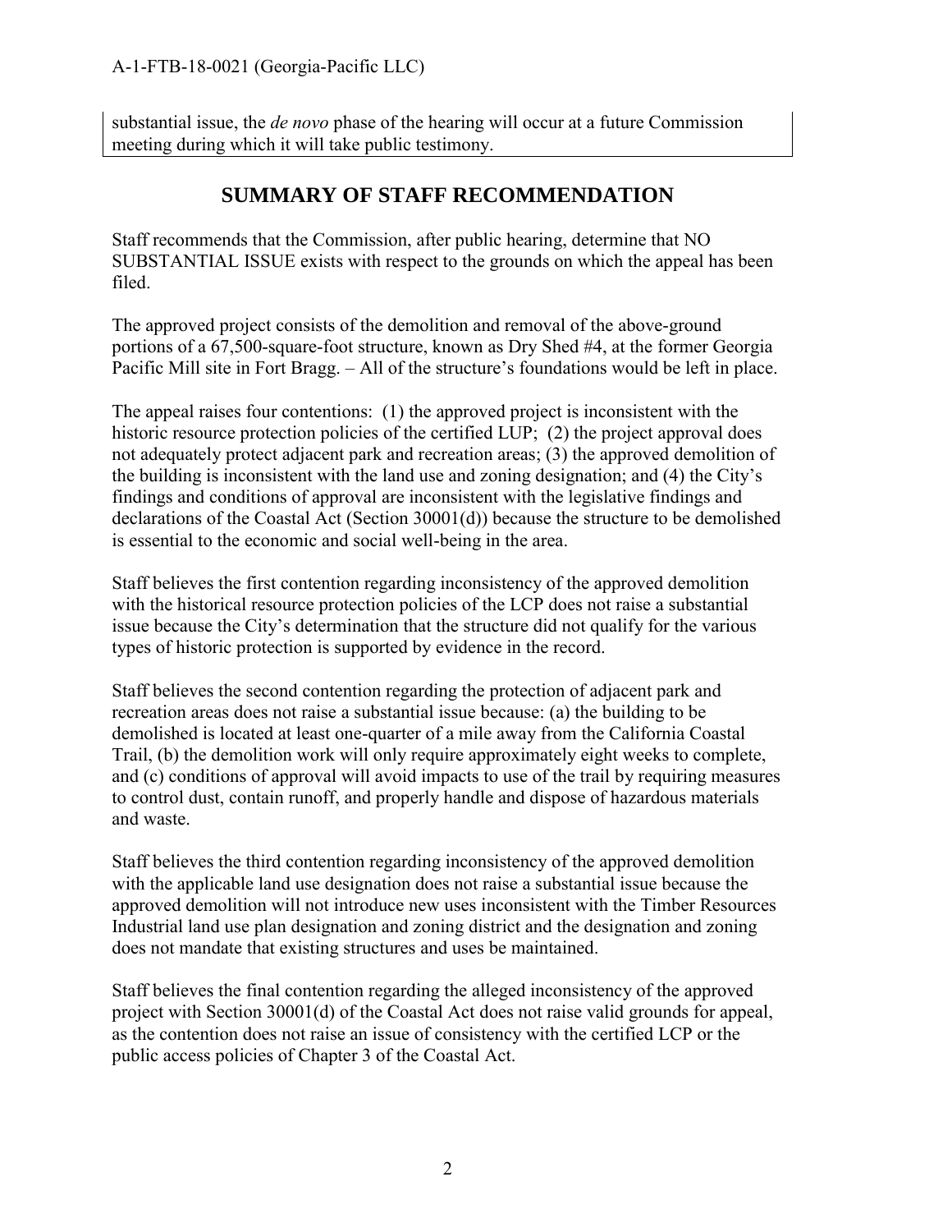substantial issue, the *de novo* phase of the hearing will occur at a future Commission meeting during which it will take public testimony.

## SUMMARY OF STAFF RECOMMENDATION

Staff recommends that the Commission, after public hearing, determine that NO SUBSTANTIAL ISSUE exists with respect to the grounds on which the appeal has been filed.

The approved project consists of the demolition and removal of the above-ground portions of a 67,500-square-foot structure, known as Dry Shed #4, at the former Georgia Pacific Mill site in Fort Bragg. – All of the structure's foundations would be left in place.

The appeal raises four contentions: (1) the approved project is inconsistent with the historic resource protection policies of the certified LUP; (2) the project approval does not adequately protect adjacent park and recreation areas; (3) the approved demolition of the building is inconsistent with the land use and zoning designation; and (4) the City's findings and conditions of approval are inconsistent with the legislative findings and declarations of the Coastal Act (Section 30001(d)) because the structure to be demolished is essential to the economic and social well-being in the area.

Staff believes the first contention regarding inconsistency of the approved demolition with the historical resource protection policies of the LCP does not raise a substantial issue because the City's determination that the structure did not qualify for the various types of historic protection is supported by evidence in the record.

Staff believes the second contention regarding the protection of adjacent park and recreation areas does not raise a substantial issue because: (a) the building to be demolished is located at least one-quarter of a mile away from the California Coastal Trail, (b) the demolition work will only require approximately eight weeks to complete, and (c) conditions of approval will avoid impacts to use of the trail by requiring measures to control dust, contain runoff, and properly handle and dispose of hazardous materials and waste.

Staff believes the third contention regarding inconsistency of the approved demolition with the applicable land use designation does not raise a substantial issue because the approved demolition will not introduce new uses inconsistent with the Timber Resources Industrial land use plan designation and zoning district and the designation and zoning does not mandate that existing structures and uses be maintained.

Staff believes the final contention regarding the alleged inconsistency of the approved project with Section 30001(d) of the Coastal Act does not raise valid grounds for appeal, as the contention does not raise an issue of consistency with the certified LCP or the public access policies of Chapter 3 of the Coastal Act.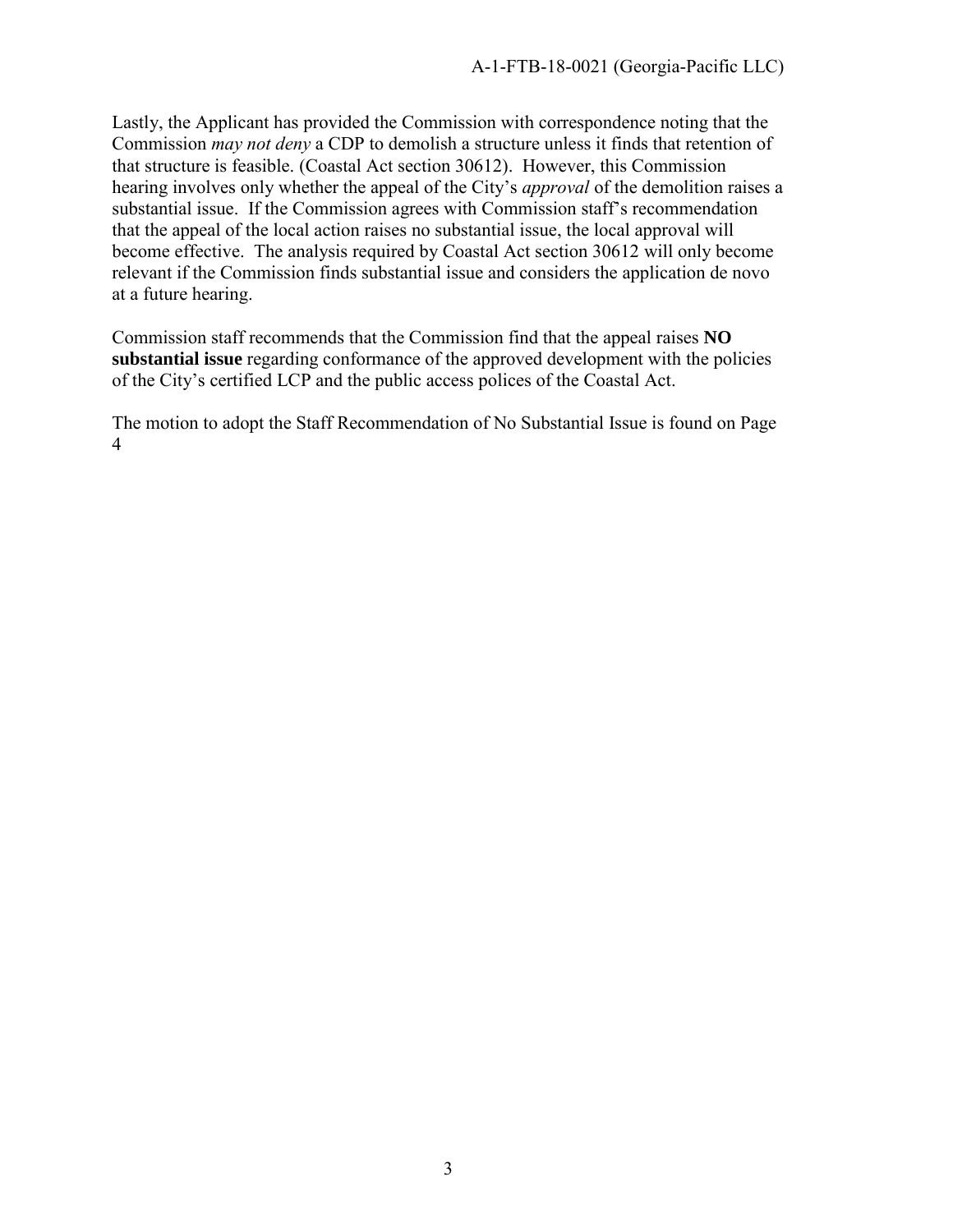Lastly, the Applicant has provided the Commission with correspondence noting that the Commission *may not deny* a CDP to demolish a structure unless it finds that retention of that structure is feasible. (Coastal Act section 30612). However, this Commission hearing involves only whether the appeal of the City's *approval* of the demolition raises a substantial issue. If the Commission agrees with Commission staff's recommendation that the appeal of the local action raises no substantial issue, the local approval will become effective. The analysis required by Coastal Act section 30612 will only become relevant if the Commission finds substantial issue and considers the application de novo at a future hearing.

Commission staff recommends that the Commission find that the appeal raises **NO substantial issue** regarding conformance of the approved development with the policies of the City's certified LCP and the public access polices of the Coastal Act.

The motion to adopt the Staff Recommendation of No Substantial Issue is found on Page 4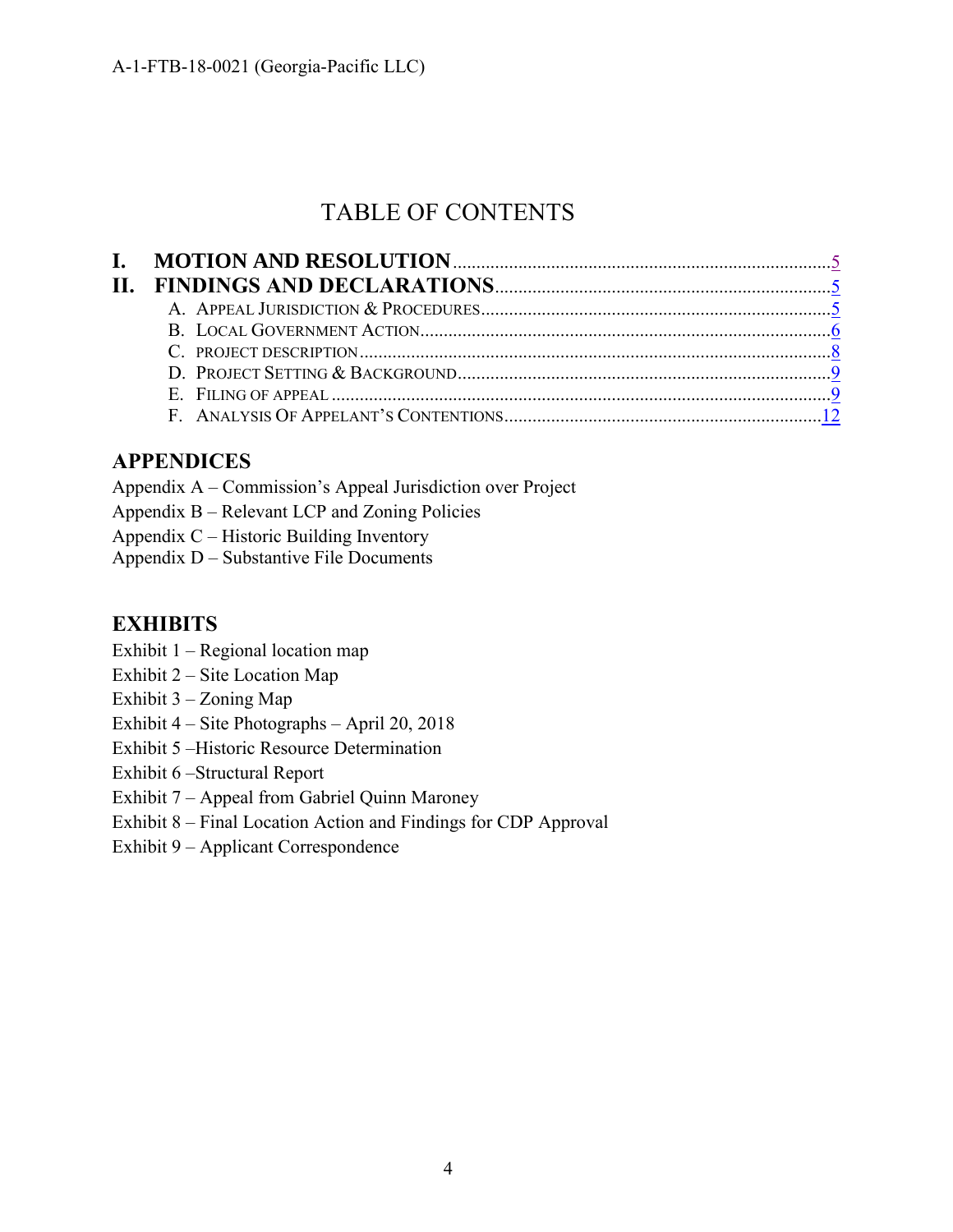# TABLE OF CONTENTS

**I. MOTION AND RESOLUTION** .......... 5

**II. FINDINGS AND DECLARATIONS** .......... 5

- A. APPEAL JURISDICTION & PROCEDURES .......... 5
- B. LOCAL GOVERNMENT ACTION .......... 6
- C. PROJECT DESCRIPTION .......... 8
- D. PROJECT SETTING & BACKGROUND .......... 9
- E. FILING OF APPEAL .......... 9
- F. ANALYSIS OF APPELLANT'S CONTENTIONS .......... 12

## APPENDICES

Appendix A – Commission's Appeal Jurisdiction over Project
Appendix B – Relevant LCP and Zoning Policies
Appendix C – Historic Building Inventory
Appendix D – Substantive File Documents

## EXHIBITS

Exhibit 1 – Regional location map
Exhibit 2 – Site Location Map
Exhibit 3 – Zoning Map
Exhibit 4 – Site Photographs – April 20, 2018
Exhibit 5 –Historic Resource Determination
Exhibit 6 –Structural Report
Exhibit 7 – Appeal from Gabriel Quinn Maroney
Exhibit 8 – Final Location Action and Findings for CDP Approval
Exhibit 9 – Applicant Correspondence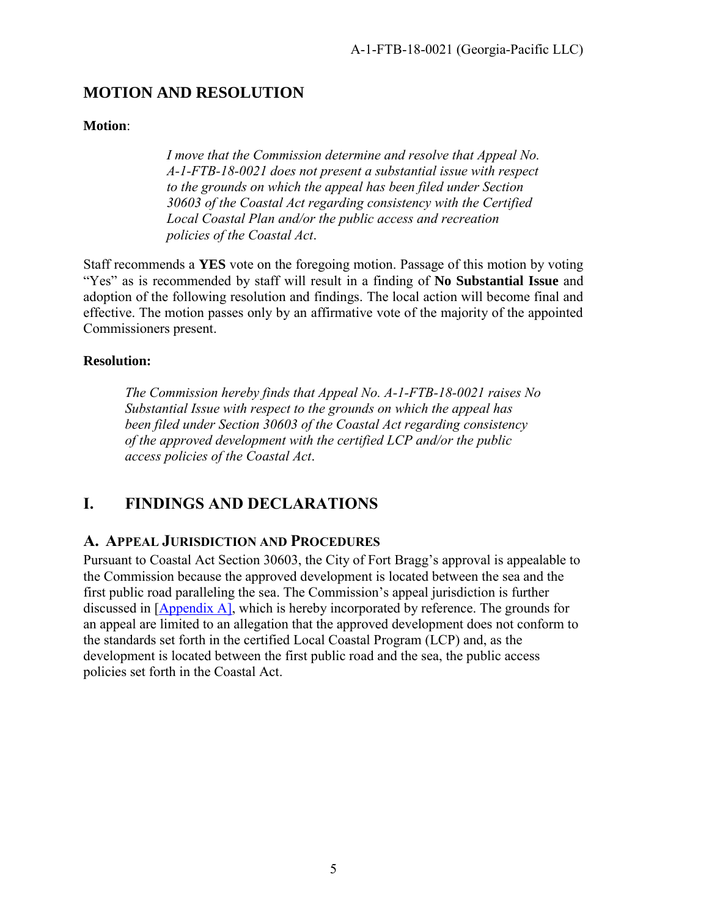## MOTION AND RESOLUTION

**Motion**:

> *I move that the Commission determine and resolve that Appeal No. A-1-FTB-18-0021 does not present a substantial issue with respect to the grounds on which the appeal has been filed under Section 30603 of the Coastal Act regarding consistency with the Certified Local Coastal Plan and/or the public access and recreation policies of the Coastal Act*.

Staff recommends a **YES** vote on the foregoing motion. Passage of this motion by voting "Yes" as is recommended by staff will result in a finding of **No Substantial Issue** and adoption of the following resolution and findings. The local action will become final and effective. The motion passes only by an affirmative vote of the majority of the appointed Commissioners present.

**Resolution:**

> *The Commission hereby finds that Appeal No. A-1-FTB-18-0021 raises No Substantial Issue with respect to the grounds on which the appeal has been filed under Section 30603 of the Coastal Act regarding consistency of the approved development with the certified LCP and/or the public access policies of the Coastal Act*.

# I. FINDINGS AND DECLARATIONS

## A. APPEAL JURISDICTION AND PROCEDURES

Pursuant to Coastal Act Section 30603, the City of Fort Bragg's approval is appealable to the Commission because the approved development is located between the sea and the first public road paralleling the sea. The Commission's appeal jurisdiction is further discussed in [Appendix A], which is hereby incorporated by reference. The grounds for an appeal are limited to an allegation that the approved development does not conform to the standards set forth in the certified Local Coastal Program (LCP) and, as the development is located between the first public road and the sea, the public access policies set forth in the Coastal Act.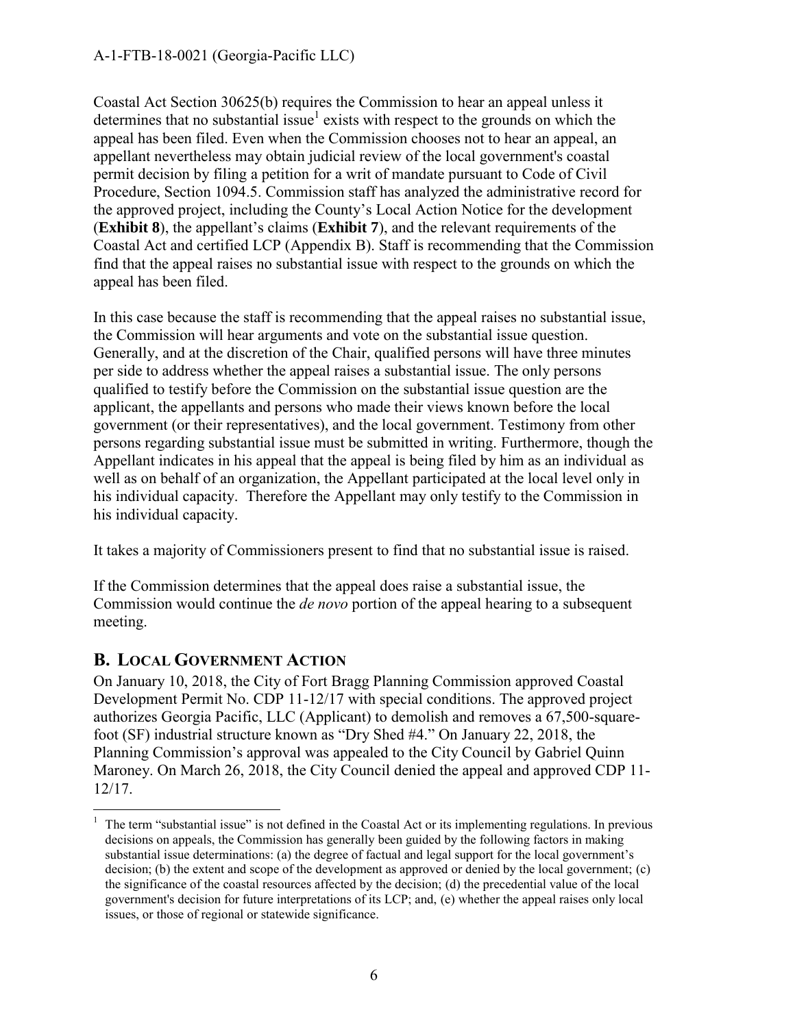Coastal Act Section 30625(b) requires the Commission to hear an appeal unless it determines that no substantial issue[1] exists with respect to the grounds on which the appeal has been filed. Even when the Commission chooses not to hear an appeal, an appellant nevertheless may obtain judicial review of the local government's coastal permit decision by filing a petition for a writ of mandate pursuant to Code of Civil Procedure, Section 1094.5. Commission staff has analyzed the administrative record for the approved project, including the County's Local Action Notice for the development (**Exhibit 8**), the appellant's claims (**Exhibit 7**), and the relevant requirements of the Coastal Act and certified LCP (Appendix B). Staff is recommending that the Commission find that the appeal raises no substantial issue with respect to the grounds on which the appeal has been filed.

In this case because the staff is recommending that the appeal raises no substantial issue, the Commission will hear arguments and vote on the substantial issue question. Generally, and at the discretion of the Chair, qualified persons will have three minutes per side to address whether the appeal raises a substantial issue. The only persons qualified to testify before the Commission on the substantial issue question are the applicant, the appellants and persons who made their views known before the local government (or their representatives), and the local government. Testimony from other persons regarding substantial issue must be submitted in writing. Furthermore, though the Appellant indicates in his appeal that the appeal is being filed by him as an individual as well as on behalf of an organization, the Appellant participated at the local level only in his individual capacity. Therefore the Appellant may only testify to the Commission in his individual capacity.

It takes a majority of Commissioners present to find that no substantial issue is raised.

If the Commission determines that the appeal does raise a substantial issue, the Commission would continue the *de novo* portion of the appeal hearing to a subsequent meeting.

## B. LOCAL GOVERNMENT ACTION

On January 10, 2018, the City of Fort Bragg Planning Commission approved Coastal Development Permit No. CDP 11-12/17 with special conditions. The approved project authorizes Georgia Pacific, LLC (Applicant) to demolish and removes a 67,500-square-foot (SF) industrial structure known as "Dry Shed #4." On January 22, 2018, the Planning Commission's approval was appealed to the City Council by Gabriel Quinn Maroney. On March 26, 2018, the City Council denied the appeal and approved CDP 11-12/17.

[1] The term "substantial issue" is not defined in the Coastal Act or its implementing regulations. In previous decisions on appeals, the Commission has generally been guided by the following factors in making substantial issue determinations: (a) the degree of factual and legal support for the local government's decision; (b) the extent and scope of the development as approved or denied by the local government; (c) the significance of the coastal resources affected by the decision; (d) the precedential value of the local government's decision for future interpretations of its LCP; and, (e) whether the appeal raises only local issues, or those of regional or statewide significance.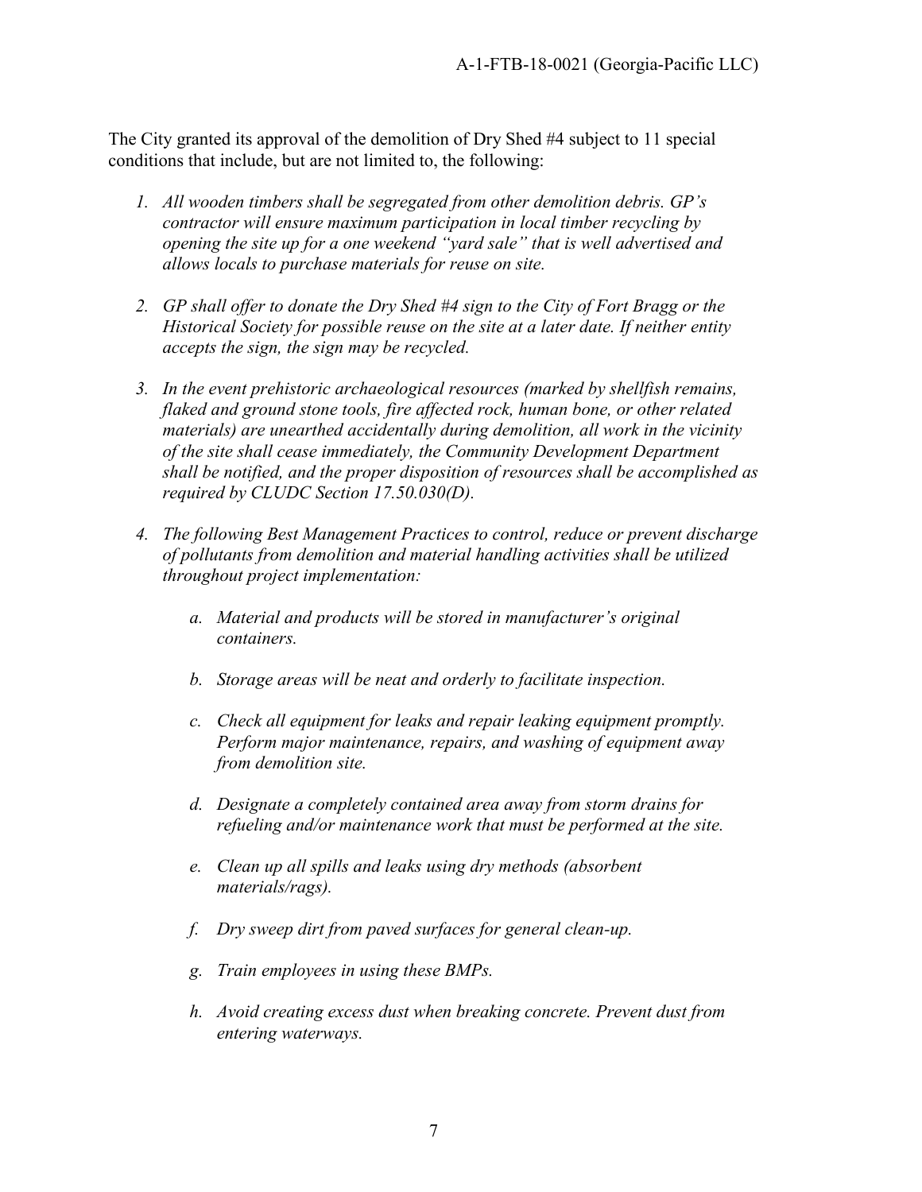The City granted its approval of the demolition of Dry Shed #4 subject to 11 special conditions that include, but are not limited to, the following:

1. *All wooden timbers shall be segregated from other demolition debris. GP's contractor will ensure maximum participation in local timber recycling by opening the site up for a one weekend "yard sale" that is well advertised and allows locals to purchase materials for reuse on site.*

2. *GP shall offer to donate the Dry Shed #4 sign to the City of Fort Bragg or the Historical Society for possible reuse on the site at a later date. If neither entity accepts the sign, the sign may be recycled.*

3. *In the event prehistoric archaeological resources (marked by shellfish remains, flaked and ground stone tools, fire affected rock, human bone, or other related materials) are unearthed accidentally during demolition, all work in the vicinity of the site shall cease immediately, the Community Development Department shall be notified, and the proper disposition of resources shall be accomplished as required by CLUDC Section 17.50.030(D).*

4. *The following Best Management Practices to control, reduce or prevent discharge of pollutants from demolition and material handling activities shall be utilized throughout project implementation:*

   a. *Material and products will be stored in manufacturer's original containers.*

   b. *Storage areas will be neat and orderly to facilitate inspection.*

   c. *Check all equipment for leaks and repair leaking equipment promptly. Perform major maintenance, repairs, and washing of equipment away from demolition site.*

   d. *Designate a completely contained area away from storm drains for refueling and/or maintenance work that must be performed at the site.*

   e. *Clean up all spills and leaks using dry methods (absorbent materials/rags).*

   f. *Dry sweep dirt from paved surfaces for general clean-up.*

   g. *Train employees in using these BMPs.*

   h. *Avoid creating excess dust when breaking concrete. Prevent dust from entering waterways.*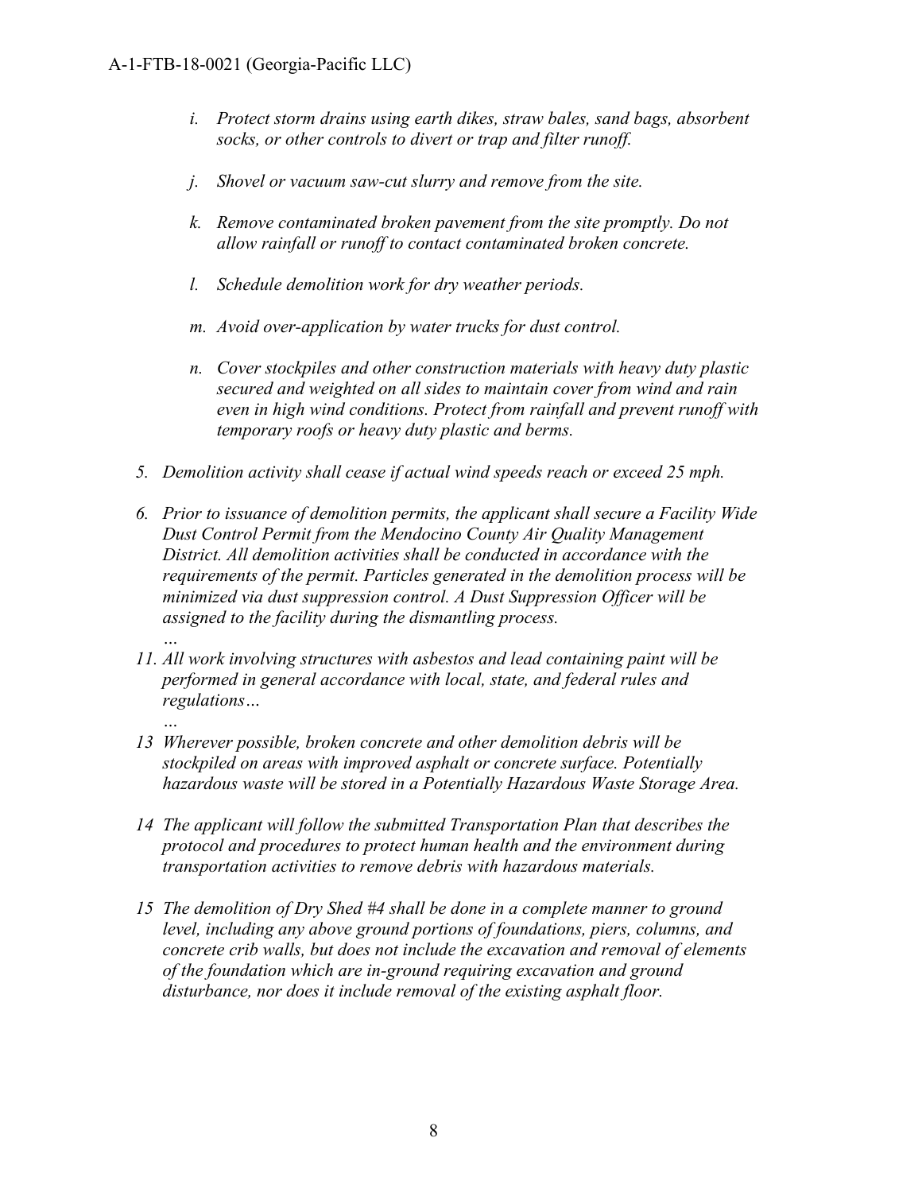*i. Protect storm drains using earth dikes, straw bales, sand bags, absorbent socks, or other controls to divert or trap and filter runoff.*

*j. Shovel or vacuum saw-cut slurry and remove from the site.*

*k. Remove contaminated broken pavement from the site promptly. Do not allow rainfall or runoff to contact contaminated broken concrete.*

*l. Schedule demolition work for dry weather periods.*

*m. Avoid over-application by water trucks for dust control.*

*n. Cover stockpiles and other construction materials with heavy duty plastic secured and weighted on all sides to maintain cover from wind and rain even in high wind conditions. Protect from rainfall and prevent runoff with temporary roofs or heavy duty plastic and berms.*

*5. Demolition activity shall cease if actual wind speeds reach or exceed 25 mph.*

*6. Prior to issuance of demolition permits, the applicant shall secure a Facility Wide Dust Control Permit from the Mendocino County Air Quality Management District. All demolition activities shall be conducted in accordance with the requirements of the permit. Particles generated in the demolition process will be minimized via dust suppression control. A Dust Suppression Officer will be assigned to the facility during the dismantling process.*

*…*

*11. All work involving structures with asbestos and lead containing paint will be performed in general accordance with local, state, and federal rules and regulations…*

*…*

*13 Wherever possible, broken concrete and other demolition debris will be stockpiled on areas with improved asphalt or concrete surface. Potentially hazardous waste will be stored in a Potentially Hazardous Waste Storage Area.*

*14 The applicant will follow the submitted Transportation Plan that describes the protocol and procedures to protect human health and the environment during transportation activities to remove debris with hazardous materials.*

*15 The demolition of Dry Shed #4 shall be done in a complete manner to ground level, including any above ground portions of foundations, piers, columns, and concrete crib walls, but does not include the excavation and removal of elements of the foundation which are in-ground requiring excavation and ground disturbance, nor does it include removal of the existing asphalt floor.*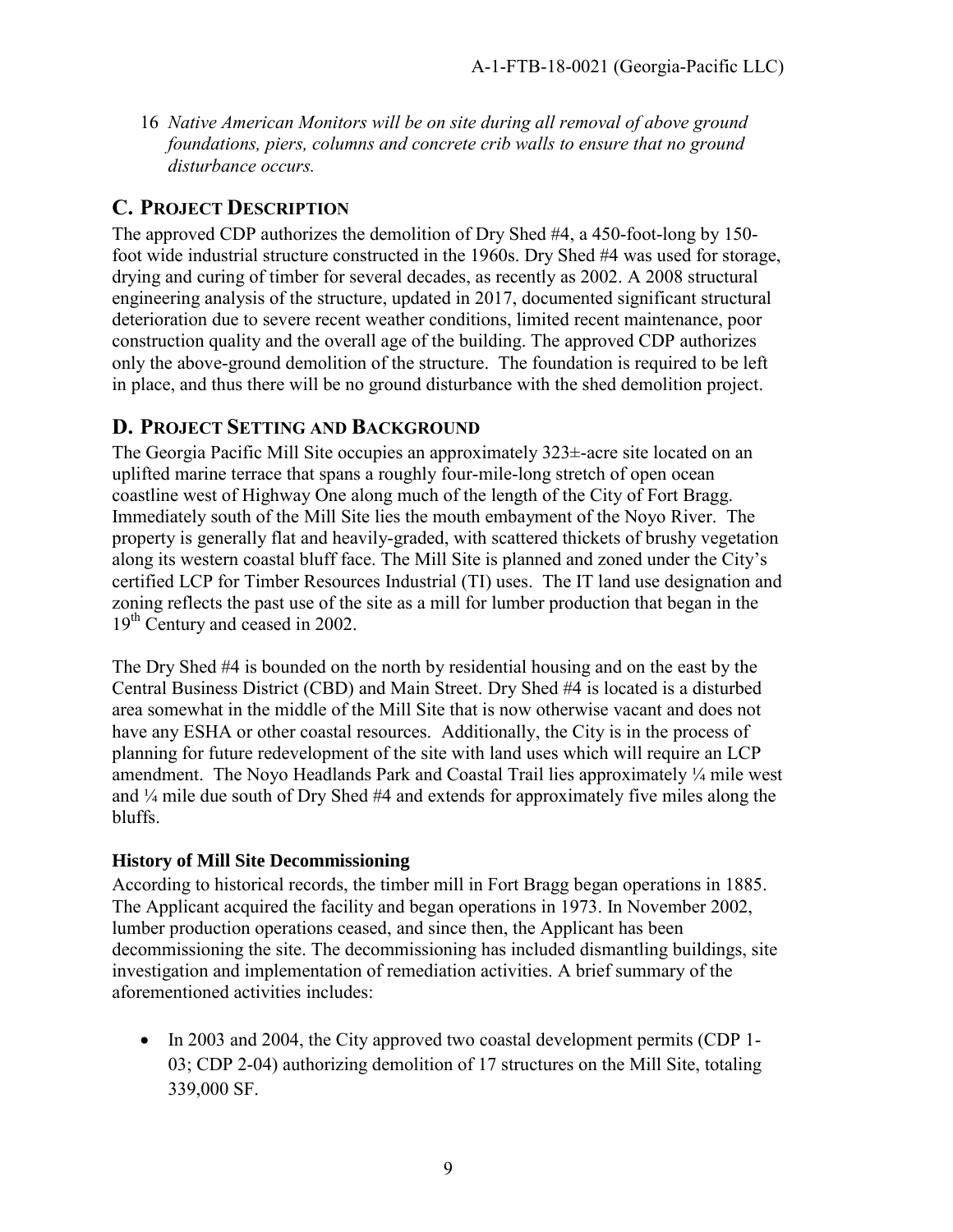16 *Native American Monitors will be on site during all removal of above ground foundations, piers, columns and concrete crib walls to ensure that no ground disturbance occurs.*

## C. PROJECT DESCRIPTION

The approved CDP authorizes the demolition of Dry Shed #4, a 450-foot-long by 150-foot wide industrial structure constructed in the 1960s. Dry Shed #4 was used for storage, drying and curing of timber for several decades, as recently as 2002. A 2008 structural engineering analysis of the structure, updated in 2017, documented significant structural deterioration due to severe recent weather conditions, limited recent maintenance, poor construction quality and the overall age of the building. The approved CDP authorizes only the above-ground demolition of the structure. The foundation is required to be left in place, and thus there will be no ground disturbance with the shed demolition project.

## D. PROJECT SETTING AND BACKGROUND

The Georgia Pacific Mill Site occupies an approximately 323±-acre site located on an uplifted marine terrace that spans a roughly four-mile-long stretch of open ocean coastline west of Highway One along much of the length of the City of Fort Bragg. Immediately south of the Mill Site lies the mouth embayment of the Noyo River. The property is generally flat and heavily-graded, with scattered thickets of brushy vegetation along its western coastal bluff face. The Mill Site is planned and zoned under the City's certified LCP for Timber Resources Industrial (TI) uses. The IT land use designation and zoning reflects the past use of the site as a mill for lumber production that began in the 19th Century and ceased in 2002.

The Dry Shed #4 is bounded on the north by residential housing and on the east by the Central Business District (CBD) and Main Street. Dry Shed #4 is located is a disturbed area somewhat in the middle of the Mill Site that is now otherwise vacant and does not have any ESHA or other coastal resources. Additionally, the City is in the process of planning for future redevelopment of the site with land uses which will require an LCP amendment. The Noyo Headlands Park and Coastal Trail lies approximately ¼ mile west and ¼ mile due south of Dry Shed #4 and extends for approximately five miles along the bluffs.

### History of Mill Site Decommissioning

According to historical records, the timber mill in Fort Bragg began operations in 1885. The Applicant acquired the facility and began operations in 1973. In November 2002, lumber production operations ceased, and since then, the Applicant has been decommissioning the site. The decommissioning has included dismantling buildings, site investigation and implementation of remediation activities. A brief summary of the aforementioned activities includes:

- In 2003 and 2004, the City approved two coastal development permits (CDP 1-03; CDP 2-04) authorizing demolition of 17 structures on the Mill Site, totaling 339,000 SF.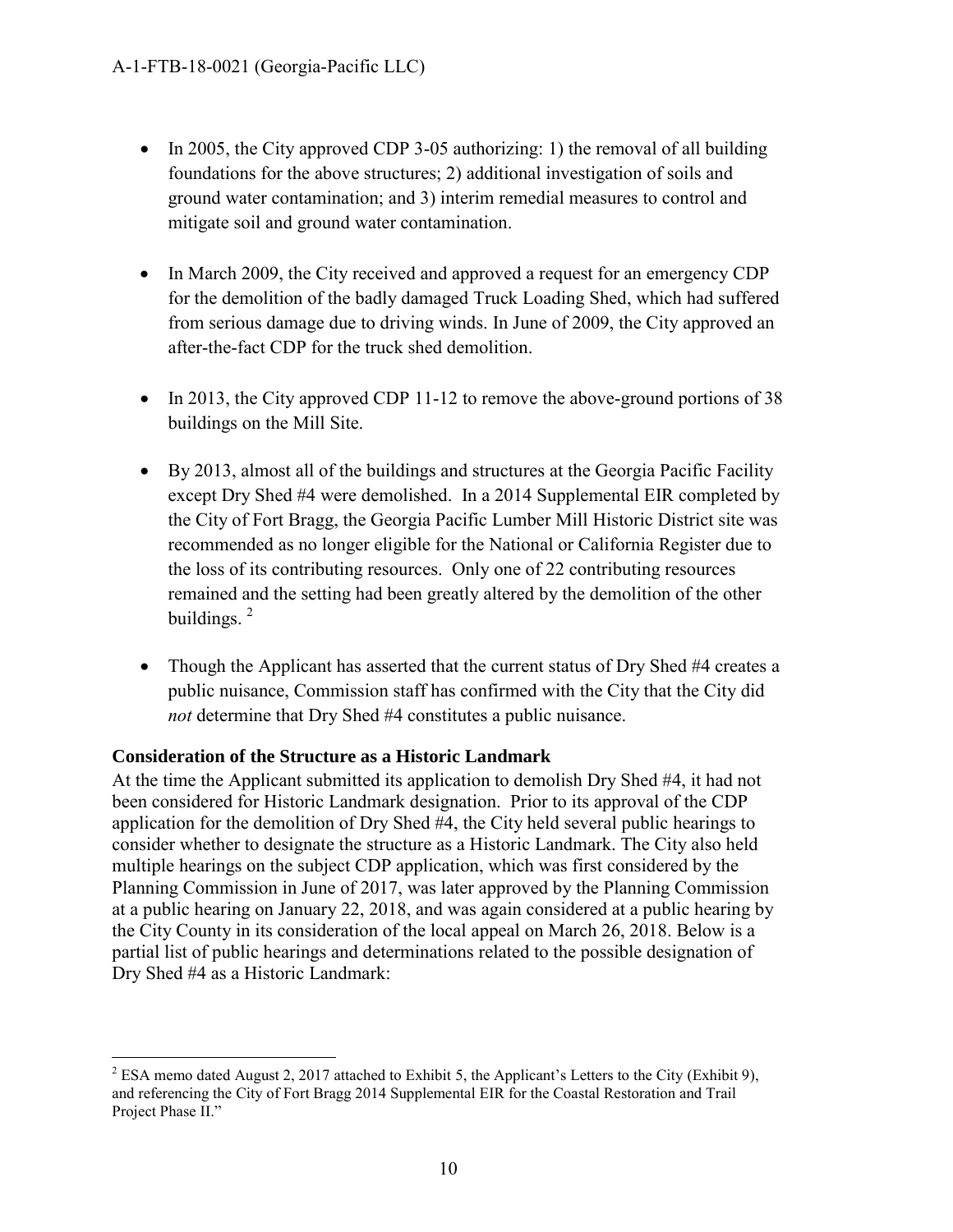- In 2005, the City approved CDP 3-05 authorizing: 1) the removal of all building foundations for the above structures; 2) additional investigation of soils and ground water contamination; and 3) interim remedial measures to control and mitigate soil and ground water contamination.

- In March 2009, the City received and approved a request for an emergency CDP for the demolition of the badly damaged Truck Loading Shed, which had suffered from serious damage due to driving winds. In June of 2009, the City approved an after-the-fact CDP for the truck shed demolition.

- In 2013, the City approved CDP 11-12 to remove the above-ground portions of 38 buildings on the Mill Site.

- By 2013, almost all of the buildings and structures at the Georgia Pacific Facility except Dry Shed #4 were demolished. In a 2014 Supplemental EIR completed by the City of Fort Bragg, the Georgia Pacific Lumber Mill Historic District site was recommended as no longer eligible for the National or California Register due to the loss of its contributing resources. Only one of 22 contributing resources remained and the setting had been greatly altered by the demolition of the other buildings. [2]

- Though the Applicant has asserted that the current status of Dry Shed #4 creates a public nuisance, Commission staff has confirmed with the City that the City did *not* determine that Dry Shed #4 constitutes a public nuisance.

**Consideration of the Structure as a Historic Landmark**

At the time the Applicant submitted its application to demolish Dry Shed #4, it had not been considered for Historic Landmark designation. Prior to its approval of the CDP application for the demolition of Dry Shed #4, the City held several public hearings to consider whether to designate the structure as a Historic Landmark. The City also held multiple hearings on the subject CDP application, which was first considered by the Planning Commission in June of 2017, was later approved by the Planning Commission at a public hearing on January 22, 2018, and was again considered at a public hearing by the City County in its consideration of the local appeal on March 26, 2018. Below is a partial list of public hearings and determinations related to the possible designation of Dry Shed #4 as a Historic Landmark:

---

[2] ESA memo dated August 2, 2017 attached to Exhibit 5, the Applicant's Letters to the City (Exhibit 9), and referencing the City of Fort Bragg 2014 Supplemental EIR for the Coastal Restoration and Trail Project Phase II."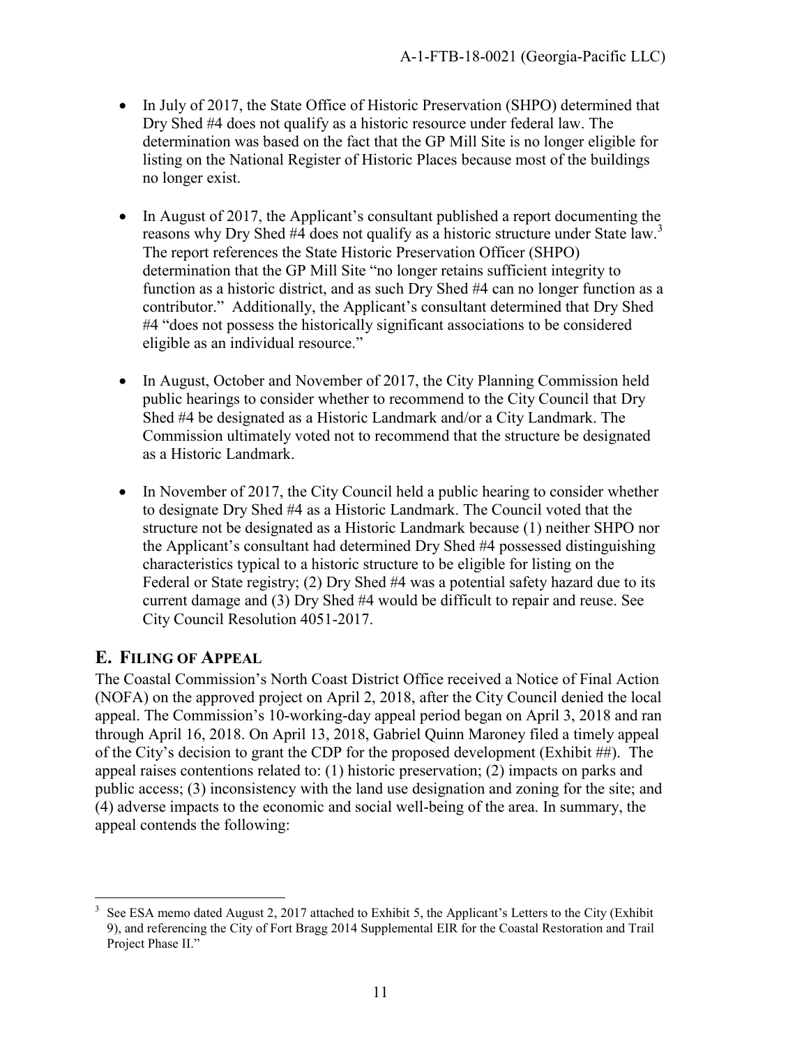- In July of 2017, the State Office of Historic Preservation (SHPO) determined that Dry Shed #4 does not qualify as a historic resource under federal law. The determination was based on the fact that the GP Mill Site is no longer eligible for listing on the National Register of Historic Places because most of the buildings no longer exist.

- In August of 2017, the Applicant's consultant published a report documenting the reasons why Dry Shed #4 does not qualify as a historic structure under State law.[3] The report references the State Historic Preservation Officer (SHPO) determination that the GP Mill Site "no longer retains sufficient integrity to function as a historic district, and as such Dry Shed #4 can no longer function as a contributor." Additionally, the Applicant's consultant determined that Dry Shed #4 "does not possess the historically significant associations to be considered eligible as an individual resource."

- In August, October and November of 2017, the City Planning Commission held public hearings to consider whether to recommend to the City Council that Dry Shed #4 be designated as a Historic Landmark and/or a City Landmark. The Commission ultimately voted not to recommend that the structure be designated as a Historic Landmark.

- In November of 2017, the City Council held a public hearing to consider whether to designate Dry Shed #4 as a Historic Landmark. The Council voted that the structure not be designated as a Historic Landmark because (1) neither SHPO nor the Applicant's consultant had determined Dry Shed #4 possessed distinguishing characteristics typical to a historic structure to be eligible for listing on the Federal or State registry; (2) Dry Shed #4 was a potential safety hazard due to its current damage and (3) Dry Shed #4 would be difficult to repair and reuse. See City Council Resolution 4051-2017.

## E. Filing of Appeal

The Coastal Commission's North Coast District Office received a Notice of Final Action (NOFA) on the approved project on April 2, 2018, after the City Council denied the local appeal. The Commission's 10-working-day appeal period began on April 3, 2018 and ran through April 16, 2018. On April 13, 2018, Gabriel Quinn Maroney filed a timely appeal of the City's decision to grant the CDP for the proposed development (Exhibit ##). The appeal raises contentions related to: (1) historic preservation; (2) impacts on parks and public access; (3) inconsistency with the land use designation and zoning for the site; and (4) adverse impacts to the economic and social well-being of the area. In summary, the appeal contends the following:

---

[3] See ESA memo dated August 2, 2017 attached to Exhibit 5, the Applicant's Letters to the City (Exhibit 9), and referencing the City of Fort Bragg 2014 Supplemental EIR for the Coastal Restoration and Trail Project Phase II."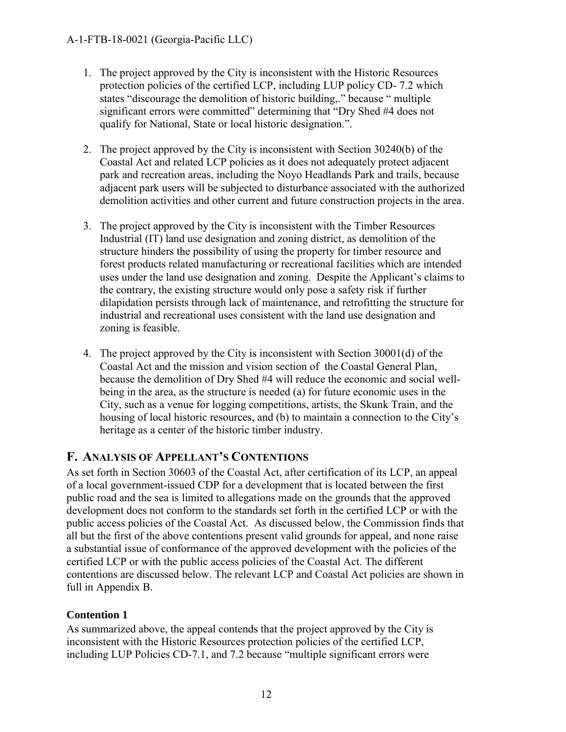1. The project approved by the City is inconsistent with the Historic Resources protection policies of the certified LCP, including LUP policy CD- 7.2 which states "discourage the demolition of historic building,." because " multiple significant errors were committed" determining that "Dry Shed #4 does not qualify for National, State or local historic designation.".

2. The project approved by the City is inconsistent with Section 30240(b) of the Coastal Act and related LCP policies as it does not adequately protect adjacent park and recreation areas, including the Noyo Headlands Park and trails, because adjacent park users will be subjected to disturbance associated with the authorized demolition activities and other current and future construction projects in the area.

3. The project approved by the City is inconsistent with the Timber Resources Industrial (IT) land use designation and zoning district, as demolition of the structure hinders the possibility of using the property for timber resource and forest products related manufacturing or recreational facilities which are intended uses under the land use designation and zoning. Despite the Applicant's claims to the contrary, the existing structure would only pose a safety risk if further dilapidation persists through lack of maintenance, and retrofitting the structure for industrial and recreational uses consistent with the land use designation and zoning is feasible.

4. The project approved by the City is inconsistent with Section 30001(d) of the Coastal Act and the mission and vision section of the Coastal General Plan, because the demolition of Dry Shed #4 will reduce the economic and social well-being in the area, as the structure is needed (a) for future economic uses in the City, such as a venue for logging competitions, artists, the Skunk Train, and the housing of local historic resources, and (b) to maintain a connection to the City's heritage as a center of the historic timber industry.

## F. Analysis of Appellant's Contentions

As set forth in Section 30603 of the Coastal Act, after certification of its LCP, an appeal of a local government-issued CDP for a development that is located between the first public road and the sea is limited to allegations made on the grounds that the approved development does not conform to the standards set forth in the certified LCP or with the public access policies of the Coastal Act. As discussed below, the Commission finds that all but the first of the above contentions present valid grounds for appeal, and none raise a substantial issue of conformance of the approved development with the policies of the certified LCP or with the public access policies of the Coastal Act. The different contentions are discussed below. The relevant LCP and Coastal Act policies are shown in full in Appendix B.

### Contention 1

As summarized above, the appeal contends that the project approved by the City is inconsistent with the Historic Resources protection policies of the certified LCP, including LUP Policies CD-7.1, and 7.2 because "multiple significant errors were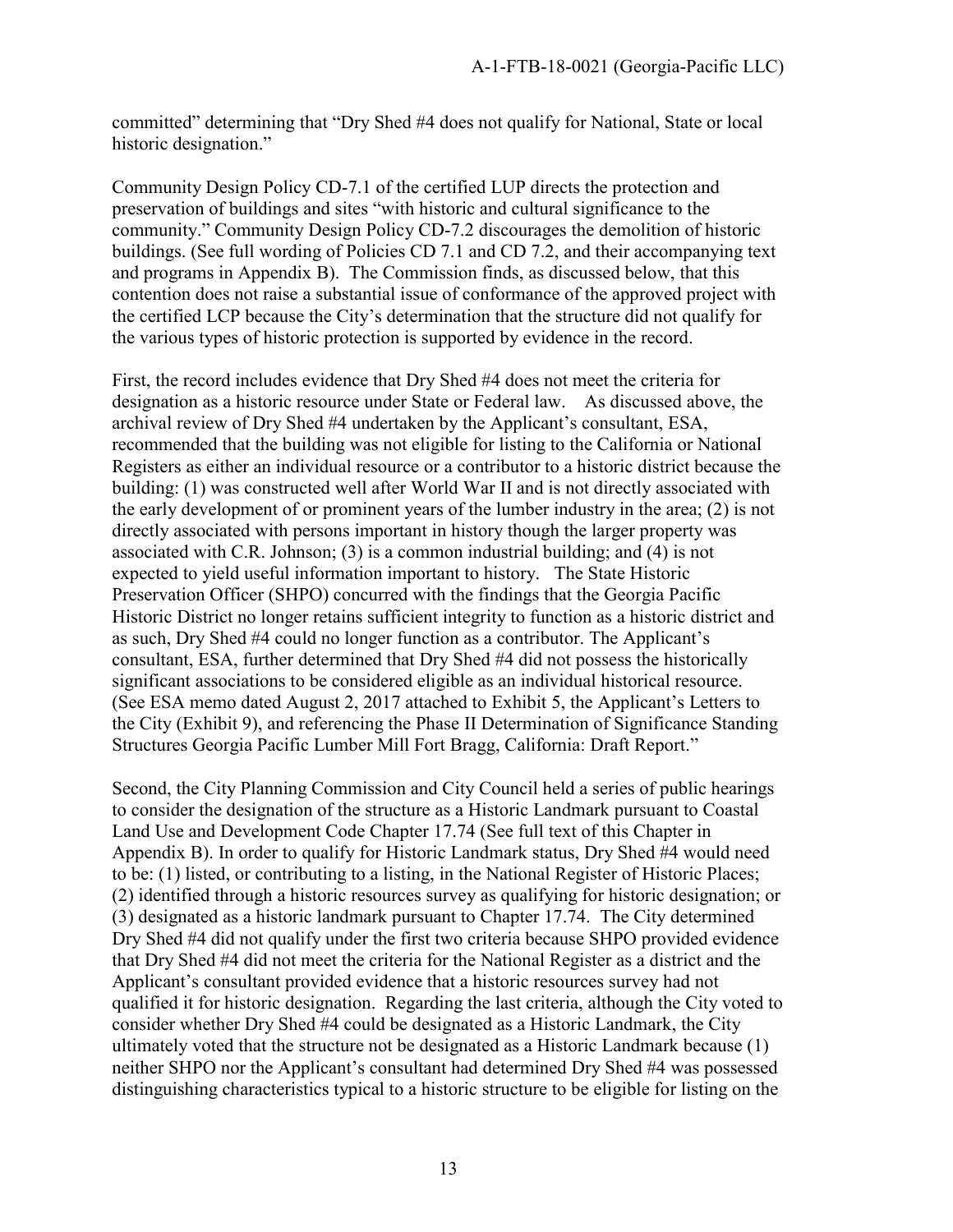committed" determining that "Dry Shed #4 does not qualify for National, State or local historic designation."

Community Design Policy CD-7.1 of the certified LUP directs the protection and preservation of buildings and sites "with historic and cultural significance to the community." Community Design Policy CD-7.2 discourages the demolition of historic buildings. (See full wording of Policies CD 7.1 and CD 7.2, and their accompanying text and programs in Appendix B). The Commission finds, as discussed below, that this contention does not raise a substantial issue of conformance of the approved project with the certified LCP because the City's determination that the structure did not qualify for the various types of historic protection is supported by evidence in the record.

First, the record includes evidence that Dry Shed #4 does not meet the criteria for designation as a historic resource under State or Federal law. As discussed above, the archival review of Dry Shed #4 undertaken by the Applicant's consultant, ESA, recommended that the building was not eligible for listing to the California or National Registers as either an individual resource or a contributor to a historic district because the building: (1) was constructed well after World War II and is not directly associated with the early development of or prominent years of the lumber industry in the area; (2) is not directly associated with persons important in history though the larger property was associated with C.R. Johnson; (3) is a common industrial building; and (4) is not expected to yield useful information important to history. The State Historic Preservation Officer (SHPO) concurred with the findings that the Georgia Pacific Historic District no longer retains sufficient integrity to function as a historic district and as such, Dry Shed #4 could no longer function as a contributor. The Applicant's consultant, ESA, further determined that Dry Shed #4 did not possess the historically significant associations to be considered eligible as an individual historical resource. (See ESA memo dated August 2, 2017 attached to Exhibit 5, the Applicant's Letters to the City (Exhibit 9), and referencing the Phase II Determination of Significance Standing Structures Georgia Pacific Lumber Mill Fort Bragg, California: Draft Report."

Second, the City Planning Commission and City Council held a series of public hearings to consider the designation of the structure as a Historic Landmark pursuant to Coastal Land Use and Development Code Chapter 17.74 (See full text of this Chapter in Appendix B). In order to qualify for Historic Landmark status, Dry Shed #4 would need to be: (1) listed, or contributing to a listing, in the National Register of Historic Places; (2) identified through a historic resources survey as qualifying for historic designation; or (3) designated as a historic landmark pursuant to Chapter 17.74. The City determined Dry Shed #4 did not qualify under the first two criteria because SHPO provided evidence that Dry Shed #4 did not meet the criteria for the National Register as a district and the Applicant's consultant provided evidence that a historic resources survey had not qualified it for historic designation. Regarding the last criteria, although the City voted to consider whether Dry Shed #4 could be designated as a Historic Landmark, the City ultimately voted that the structure not be designated as a Historic Landmark because (1) neither SHPO nor the Applicant's consultant had determined Dry Shed #4 was possessed distinguishing characteristics typical to a historic structure to be eligible for listing on the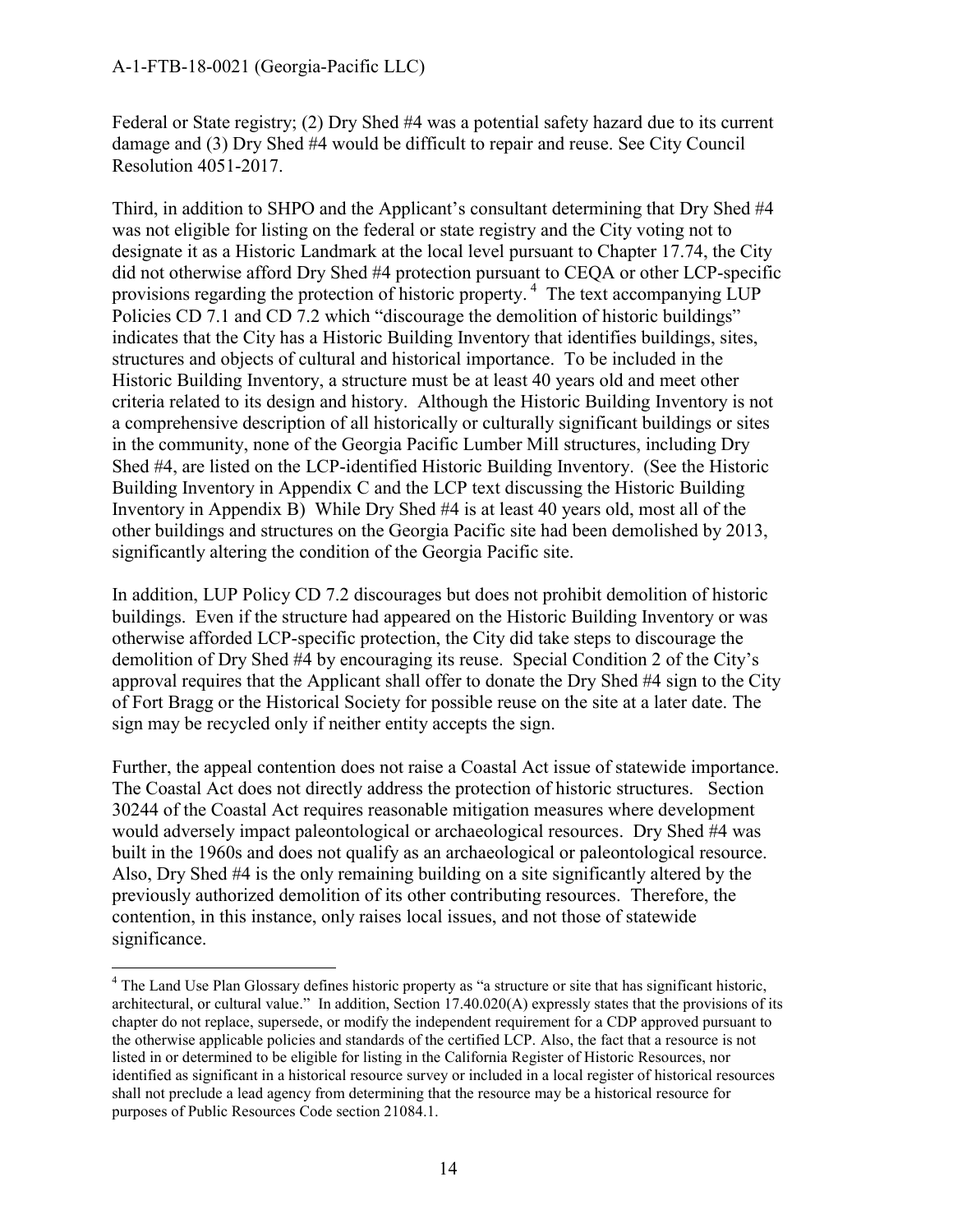Federal or State registry; (2) Dry Shed #4 was a potential safety hazard due to its current damage and (3) Dry Shed #4 would be difficult to repair and reuse. See City Council Resolution 4051-2017.

Third, in addition to SHPO and the Applicant's consultant determining that Dry Shed #4 was not eligible for listing on the federal or state registry and the City voting not to designate it as a Historic Landmark at the local level pursuant to Chapter 17.74, the City did not otherwise afford Dry Shed #4 protection pursuant to CEQA or other LCP-specific provisions regarding the protection of historic property.[4] The text accompanying LUP Policies CD 7.1 and CD 7.2 which "discourage the demolition of historic buildings" indicates that the City has a Historic Building Inventory that identifies buildings, sites, structures and objects of cultural and historical importance. To be included in the Historic Building Inventory, a structure must be at least 40 years old and meet other criteria related to its design and history. Although the Historic Building Inventory is not a comprehensive description of all historically or culturally significant buildings or sites in the community, none of the Georgia Pacific Lumber Mill structures, including Dry Shed #4, are listed on the LCP-identified Historic Building Inventory. (See the Historic Building Inventory in Appendix C and the LCP text discussing the Historic Building Inventory in Appendix B) While Dry Shed #4 is at least 40 years old, most all of the other buildings and structures on the Georgia Pacific site had been demolished by 2013, significantly altering the condition of the Georgia Pacific site.

In addition, LUP Policy CD 7.2 discourages but does not prohibit demolition of historic buildings. Even if the structure had appeared on the Historic Building Inventory or was otherwise afforded LCP-specific protection, the City did take steps to discourage the demolition of Dry Shed #4 by encouraging its reuse. Special Condition 2 of the City's approval requires that the Applicant shall offer to donate the Dry Shed #4 sign to the City of Fort Bragg or the Historical Society for possible reuse on the site at a later date. The sign may be recycled only if neither entity accepts the sign.

Further, the appeal contention does not raise a Coastal Act issue of statewide importance. The Coastal Act does not directly address the protection of historic structures. Section 30244 of the Coastal Act requires reasonable mitigation measures where development would adversely impact paleontological or archaeological resources. Dry Shed #4 was built in the 1960s and does not qualify as an archaeological or paleontological resource. Also, Dry Shed #4 is the only remaining building on a site significantly altered by the previously authorized demolition of its other contributing resources. Therefore, the contention, in this instance, only raises local issues, and not those of statewide significance.

[4] The Land Use Plan Glossary defines historic property as "a structure or site that has significant historic, architectural, or cultural value." In addition, Section 17.40.020(A) expressly states that the provisions of its chapter do not replace, supersede, or modify the independent requirement for a CDP approved pursuant to the otherwise applicable policies and standards of the certified LCP. Also, the fact that a resource is not listed in or determined to be eligible for listing in the California Register of Historic Resources, nor identified as significant in a historical resource survey or included in a local register of historical resources shall not preclude a lead agency from determining that the resource may be a historical resource for purposes of Public Resources Code section 21084.1.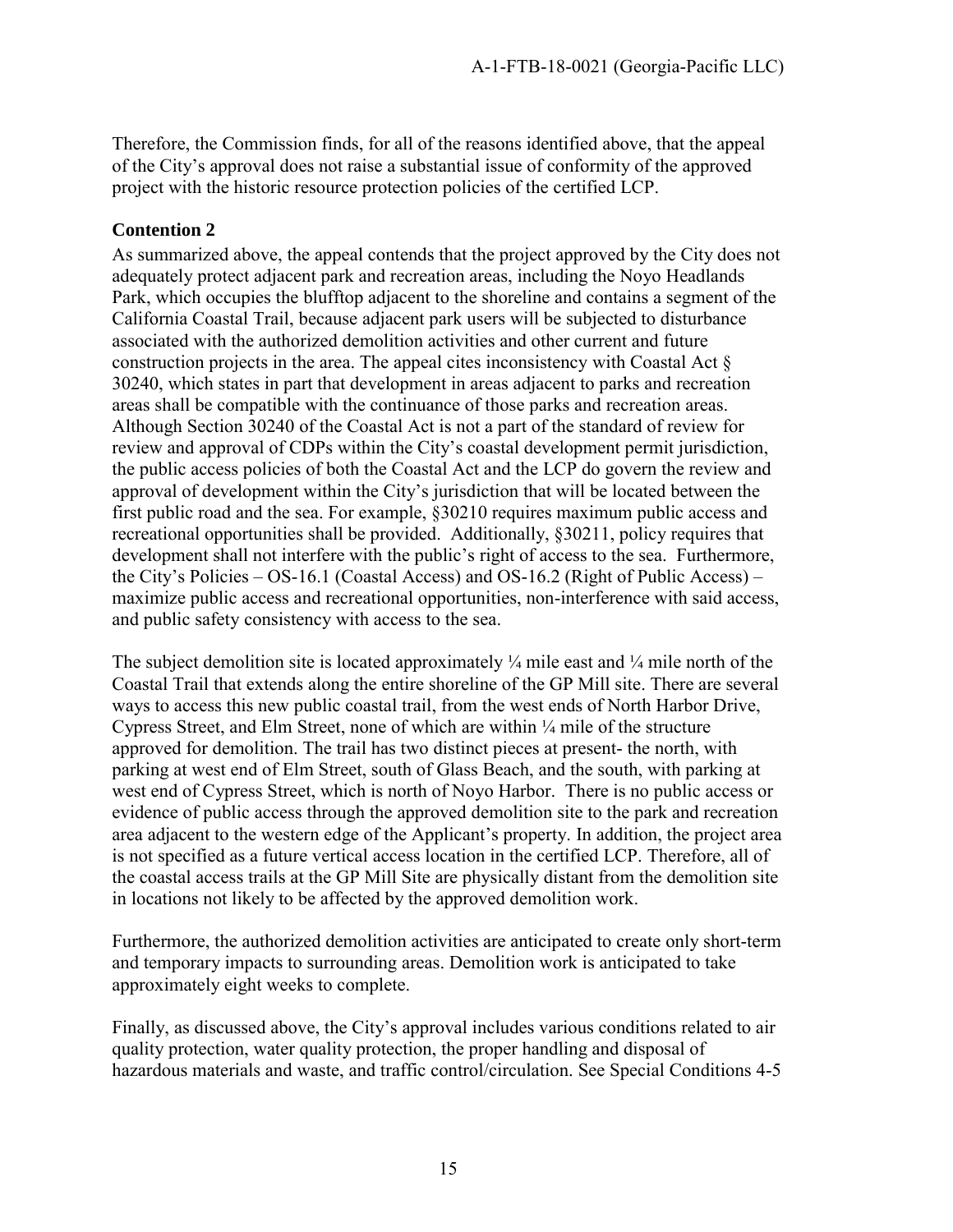Therefore, the Commission finds, for all of the reasons identified above, that the appeal of the City's approval does not raise a substantial issue of conformity of the approved project with the historic resource protection policies of the certified LCP.

**Contention 2**

As summarized above, the appeal contends that the project approved by the City does not adequately protect adjacent park and recreation areas, including the Noyo Headlands Park, which occupies the blufftop adjacent to the shoreline and contains a segment of the California Coastal Trail, because adjacent park users will be subjected to disturbance associated with the authorized demolition activities and other current and future construction projects in the area. The appeal cites inconsistency with Coastal Act § 30240, which states in part that development in areas adjacent to parks and recreation areas shall be compatible with the continuance of those parks and recreation areas. Although Section 30240 of the Coastal Act is not a part of the standard of review for review and approval of CDPs within the City's coastal development permit jurisdiction, the public access policies of both the Coastal Act and the LCP do govern the review and approval of development within the City's jurisdiction that will be located between the first public road and the sea. For example, §30210 requires maximum public access and recreational opportunities shall be provided. Additionally, §30211, policy requires that development shall not interfere with the public's right of access to the sea. Furthermore, the City's Policies – OS-16.1 (Coastal Access) and OS-16.2 (Right of Public Access) – maximize public access and recreational opportunities, non-interference with said access, and public safety consistency with access to the sea.

The subject demolition site is located approximately ¼ mile east and ¼ mile north of the Coastal Trail that extends along the entire shoreline of the GP Mill site. There are several ways to access this new public coastal trail, from the west ends of North Harbor Drive, Cypress Street, and Elm Street, none of which are within ¼ mile of the structure approved for demolition. The trail has two distinct pieces at present- the north, with parking at west end of Elm Street, south of Glass Beach, and the south, with parking at west end of Cypress Street, which is north of Noyo Harbor. There is no public access or evidence of public access through the approved demolition site to the park and recreation area adjacent to the western edge of the Applicant's property. In addition, the project area is not specified as a future vertical access location in the certified LCP. Therefore, all of the coastal access trails at the GP Mill Site are physically distant from the demolition site in locations not likely to be affected by the approved demolition work.

Furthermore, the authorized demolition activities are anticipated to create only short-term and temporary impacts to surrounding areas. Demolition work is anticipated to take approximately eight weeks to complete.

Finally, as discussed above, the City's approval includes various conditions related to air quality protection, water quality protection, the proper handling and disposal of hazardous materials and waste, and traffic control/circulation. See Special Conditions 4-5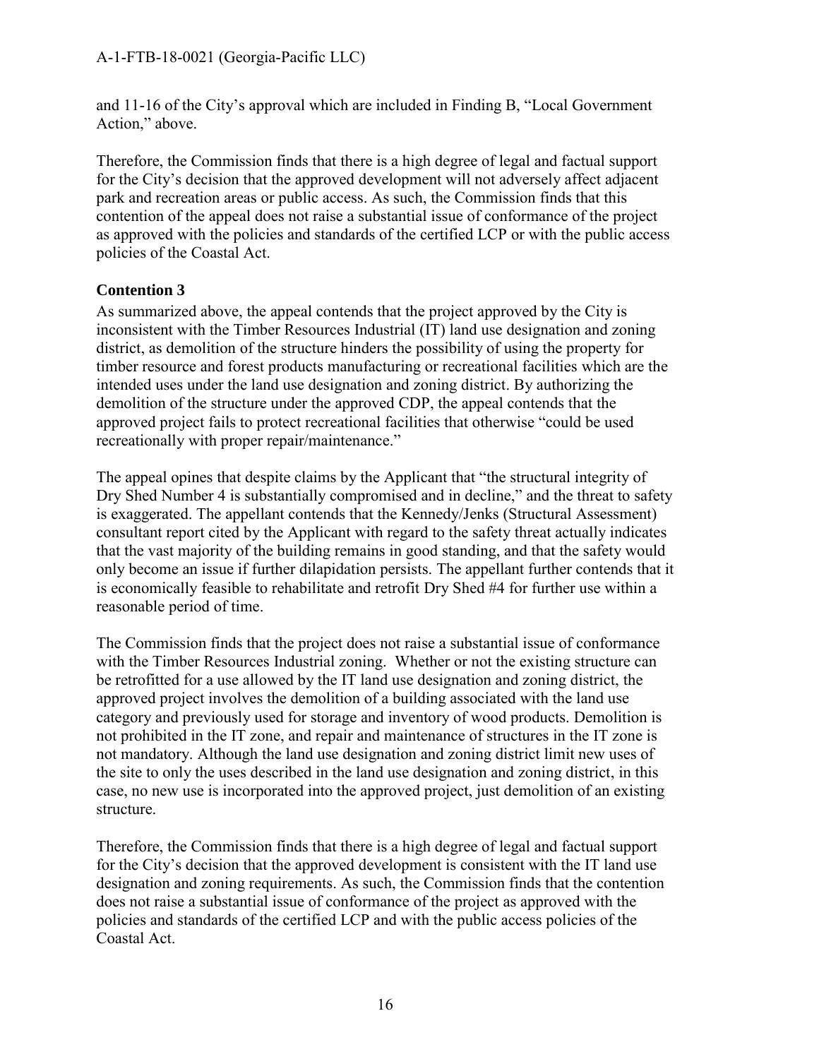and 11-16 of the City's approval which are included in Finding B, "Local Government Action," above.

Therefore, the Commission finds that there is a high degree of legal and factual support for the City's decision that the approved development will not adversely affect adjacent park and recreation areas or public access. As such, the Commission finds that this contention of the appeal does not raise a substantial issue of conformance of the project as approved with the policies and standards of the certified LCP or with the public access policies of the Coastal Act.

**Contention 3**

As summarized above, the appeal contends that the project approved by the City is inconsistent with the Timber Resources Industrial (IT) land use designation and zoning district, as demolition of the structure hinders the possibility of using the property for timber resource and forest products manufacturing or recreational facilities which are the intended uses under the land use designation and zoning district. By authorizing the demolition of the structure under the approved CDP, the appeal contends that the approved project fails to protect recreational facilities that otherwise "could be used recreationally with proper repair/maintenance."

The appeal opines that despite claims by the Applicant that "the structural integrity of Dry Shed Number 4 is substantially compromised and in decline," and the threat to safety is exaggerated. The appellant contends that the Kennedy/Jenks (Structural Assessment) consultant report cited by the Applicant with regard to the safety threat actually indicates that the vast majority of the building remains in good standing, and that the safety would only become an issue if further dilapidation persists. The appellant further contends that it is economically feasible to rehabilitate and retrofit Dry Shed #4 for further use within a reasonable period of time.

The Commission finds that the project does not raise a substantial issue of conformance with the Timber Resources Industrial zoning. Whether or not the existing structure can be retrofitted for a use allowed by the IT land use designation and zoning district, the approved project involves the demolition of a building associated with the land use category and previously used for storage and inventory of wood products. Demolition is not prohibited in the IT zone, and repair and maintenance of structures in the IT zone is not mandatory. Although the land use designation and zoning district limit new uses of the site to only the uses described in the land use designation and zoning district, in this case, no new use is incorporated into the approved project, just demolition of an existing structure.

Therefore, the Commission finds that there is a high degree of legal and factual support for the City's decision that the approved development is consistent with the IT land use designation and zoning requirements. As such, the Commission finds that the contention does not raise a substantial issue of conformance of the project as approved with the policies and standards of the certified LCP and with the public access policies of the Coastal Act.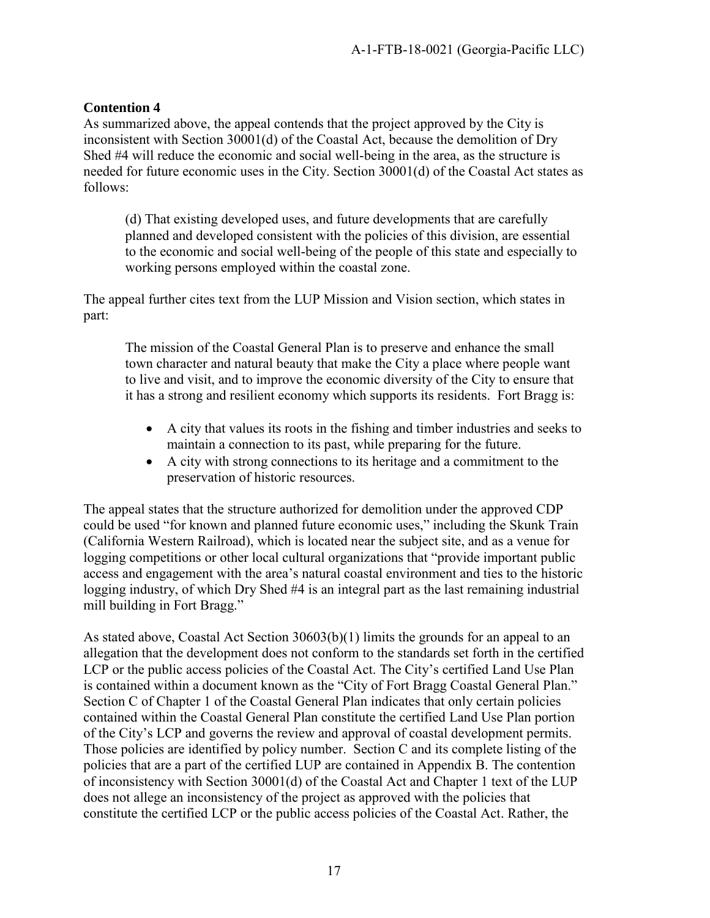**Contention 4**

As summarized above, the appeal contends that the project approved by the City is inconsistent with Section 30001(d) of the Coastal Act, because the demolition of Dry Shed #4 will reduce the economic and social well-being in the area, as the structure is needed for future economic uses in the City. Section 30001(d) of the Coastal Act states as follows:

> (d) That existing developed uses, and future developments that are carefully planned and developed consistent with the policies of this division, are essential to the economic and social well-being of the people of this state and especially to working persons employed within the coastal zone.

The appeal further cites text from the LUP Mission and Vision section, which states in part:

> The mission of the Coastal General Plan is to preserve and enhance the small town character and natural beauty that make the City a place where people want to live and visit, and to improve the economic diversity of the City to ensure that it has a strong and resilient economy which supports its residents. Fort Bragg is:
>
> - A city that values its roots in the fishing and timber industries and seeks to maintain a connection to its past, while preparing for the future.
> - A city with strong connections to its heritage and a commitment to the preservation of historic resources.

The appeal states that the structure authorized for demolition under the approved CDP could be used "for known and planned future economic uses," including the Skunk Train (California Western Railroad), which is located near the subject site, and as a venue for logging competitions or other local cultural organizations that "provide important public access and engagement with the area's natural coastal environment and ties to the historic logging industry, of which Dry Shed #4 is an integral part as the last remaining industrial mill building in Fort Bragg."

As stated above, Coastal Act Section 30603(b)(1) limits the grounds for an appeal to an allegation that the development does not conform to the standards set forth in the certified LCP or the public access policies of the Coastal Act. The City's certified Land Use Plan is contained within a document known as the "City of Fort Bragg Coastal General Plan." Section C of Chapter 1 of the Coastal General Plan indicates that only certain policies contained within the Coastal General Plan constitute the certified Land Use Plan portion of the City's LCP and governs the review and approval of coastal development permits. Those policies are identified by policy number. Section C and its complete listing of the policies that are a part of the certified LUP are contained in Appendix B. The contention of inconsistency with Section 30001(d) of the Coastal Act and Chapter 1 text of the LUP does not allege an inconsistency of the project as approved with the policies that constitute the certified LCP or the public access policies of the Coastal Act. Rather, the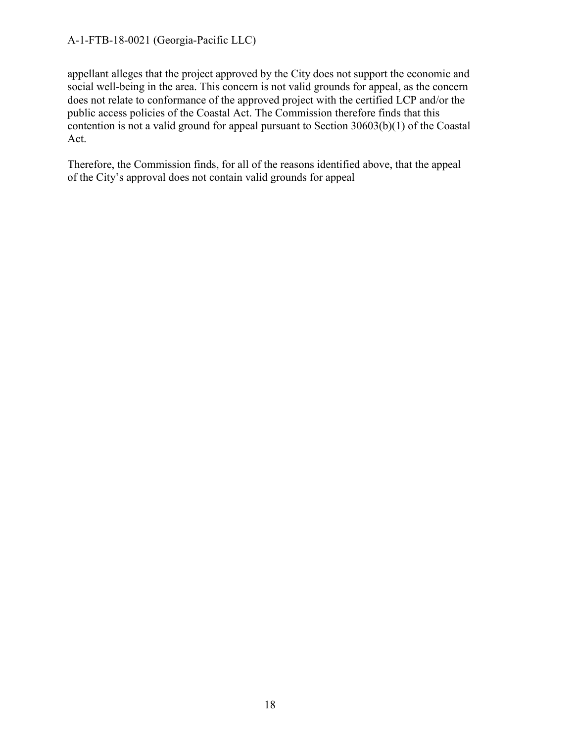appellant alleges that the project approved by the City does not support the economic and social well-being in the area. This concern is not valid grounds for appeal, as the concern does not relate to conformance of the approved project with the certified LCP and/or the public access policies of the Coastal Act. The Commission therefore finds that this contention is not a valid ground for appeal pursuant to Section 30603(b)(1) of the Coastal Act.

Therefore, the Commission finds, for all of the reasons identified above, that the appeal of the City's approval does not contain valid grounds for appeal